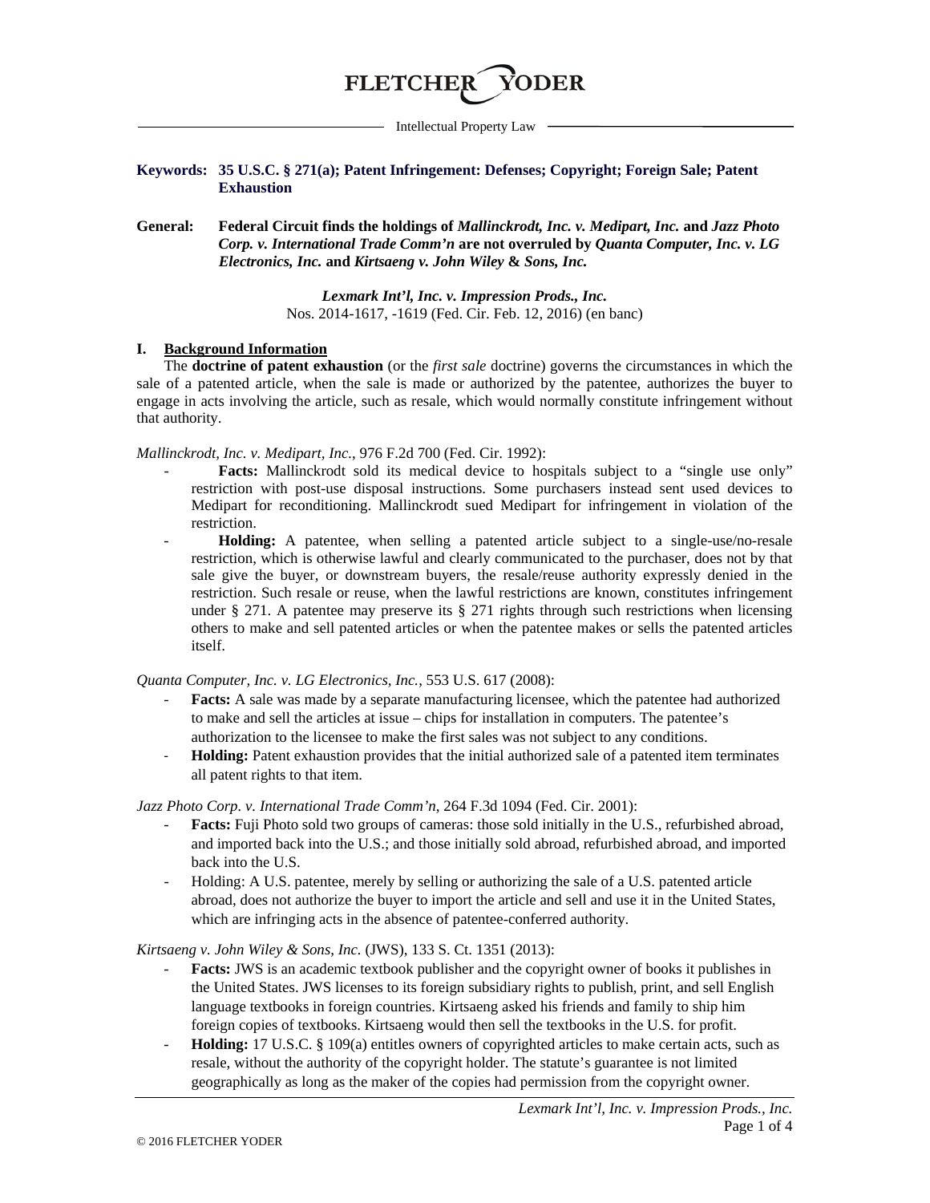# FLETCHER YODER

Intellectual Property Law

**Keywords: 35 U.S.C. § 271(a); Patent Infringement: Defenses; Copyright; Foreign Sale; Patent Exhaustion**

**General: Federal Circuit finds the holdings of *Mallinckrodt, Inc. v. Medipart, Inc.* and *Jazz Photo Corp. v. International Trade Comm'n* are not overruled by *Quanta Computer, Inc. v. LG Electronics, Inc.* and *Kirtsaeng v. John Wiley & Sons, Inc.***

***Lexmark Int'l, Inc. v. Impression Prods., Inc.***
Nos. 2014-1617, -1619 (Fed. Cir. Feb. 12, 2016) (en banc)

## I. Background Information

The **doctrine of patent exhaustion** (or the *first sale* doctrine) governs the circumstances in which the sale of a patented article, when the sale is made or authorized by the patentee, authorizes the buyer to engage in acts involving the article, such as resale, which would normally constitute infringement without that authority.

*Mallinckrodt, Inc. v. Medipart, Inc.*, 976 F.2d 700 (Fed. Cir. 1992):

- **Facts:** Mallinckrodt sold its medical device to hospitals subject to a "single use only" restriction with post-use disposal instructions. Some purchasers instead sent used devices to Medipart for reconditioning. Mallinckrodt sued Medipart for infringement in violation of the restriction.
- **Holding:** A patentee, when selling a patented article subject to a single-use/no-resale restriction, which is otherwise lawful and clearly communicated to the purchaser, does not by that sale give the buyer, or downstream buyers, the resale/reuse authority expressly denied in the restriction. Such resale or reuse, when the lawful restrictions are known, constitutes infringement under § 271. A patentee may preserve its § 271 rights through such restrictions when licensing others to make and sell patented articles or when the patentee makes or sells the patented articles itself.

*Quanta Computer, Inc. v. LG Electronics, Inc.*, 553 U.S. 617 (2008):

- **Facts:** A sale was made by a separate manufacturing licensee, which the patentee had authorized to make and sell the articles at issue – chips for installation in computers. The patentee's authorization to the licensee to make the first sales was not subject to any conditions.
- **Holding:** Patent exhaustion provides that the initial authorized sale of a patented item terminates all patent rights to that item.

*Jazz Photo Corp. v. International Trade Comm'n*, 264 F.3d 1094 (Fed. Cir. 2001):

- **Facts:** Fuji Photo sold two groups of cameras: those sold initially in the U.S., refurbished abroad, and imported back into the U.S.; and those initially sold abroad, refurbished abroad, and imported back into the U.S.
- Holding: A U.S. patentee, merely by selling or authorizing the sale of a U.S. patented article abroad, does not authorize the buyer to import the article and sell and use it in the United States, which are infringing acts in the absence of patentee-conferred authority.

*Kirtsaeng v. John Wiley & Sons, Inc.* (JWS), 133 S. Ct. 1351 (2013):

- **Facts:** JWS is an academic textbook publisher and the copyright owner of books it publishes in the United States. JWS licenses to its foreign subsidiary rights to publish, print, and sell English language textbooks in foreign countries. Kirtsaeng asked his friends and family to ship him foreign copies of textbooks. Kirtsaeng would then sell the textbooks in the U.S. for profit.
- **Holding:** 17 U.S.C. § 109(a) entitles owners of copyrighted articles to make certain acts, such as resale, without the authority of the copyright holder. The statute's guarantee is not limited geographically as long as the maker of the copies had permission from the copyright owner.

© 2016 FLETCHER YODER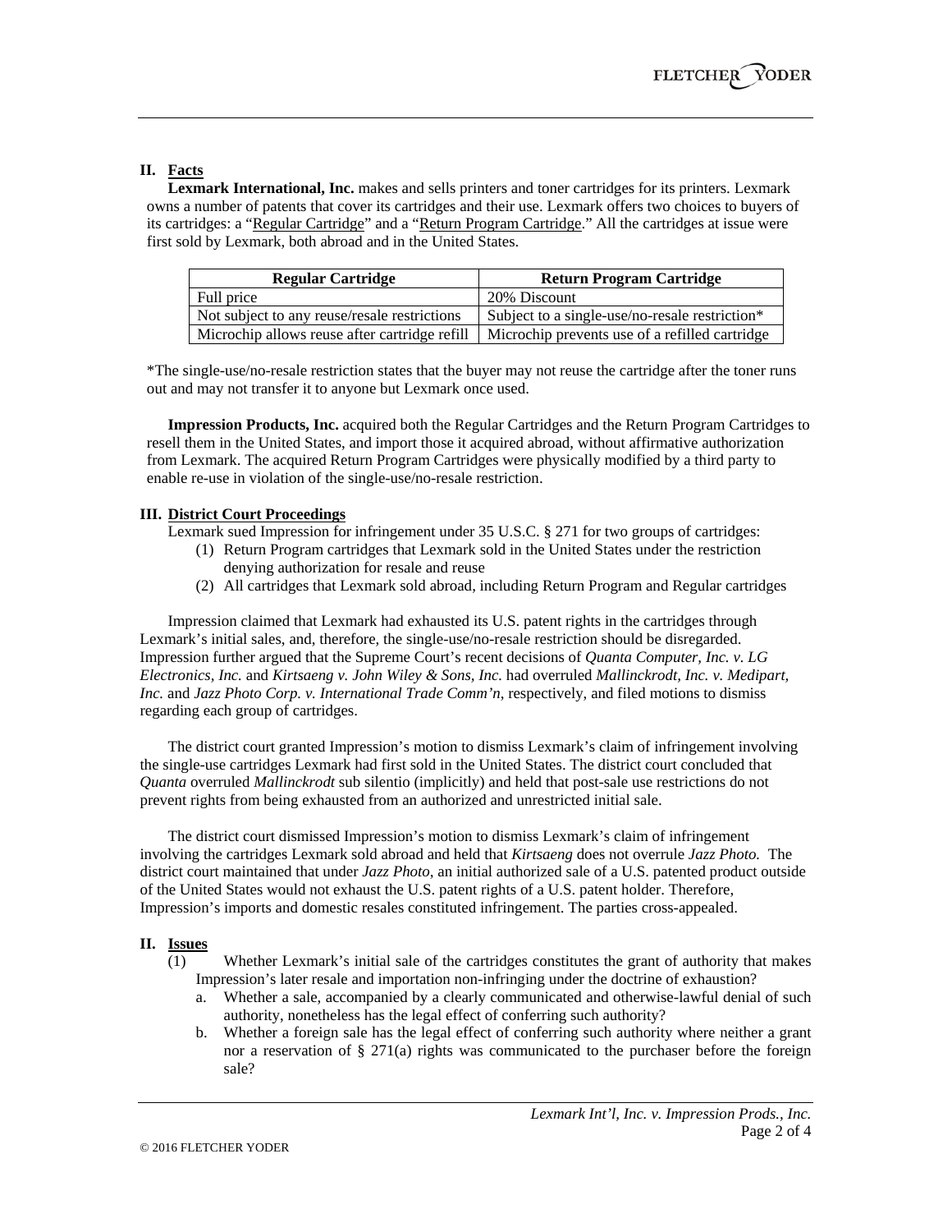## II. Facts

**Lexmark International, Inc.** makes and sells printers and toner cartridges for its printers. Lexmark owns a number of patents that cover its cartridges and their use. Lexmark offers two choices to buyers of its cartridges: a "Regular Cartridge" and a "Return Program Cartridge." All the cartridges at issue were first sold by Lexmark, both abroad and in the United States.

| Regular Cartridge | Return Program Cartridge |
| --- | --- |
| Full price | 20% Discount |
| Not subject to any reuse/resale restrictions | Subject to a single-use/no-resale restriction* |
| Microchip allows reuse after cartridge refill | Microchip prevents use of a refilled cartridge |

*The single-use/no-resale restriction states that the buyer may not reuse the cartridge after the toner runs out and may not transfer it to anyone but Lexmark once used.

**Impression Products, Inc.** acquired both the Regular Cartridges and the Return Program Cartridges to resell them in the United States, and import those it acquired abroad, without affirmative authorization from Lexmark. The acquired Return Program Cartridges were physically modified by a third party to enable re-use in violation of the single-use/no-resale restriction.

## III. District Court Proceedings

Lexmark sued Impression for infringement under 35 U.S.C. § 271 for two groups of cartridges:

1. Return Program cartridges that Lexmark sold in the United States under the restriction denying authorization for resale and reuse
2. All cartridges that Lexmark sold abroad, including Return Program and Regular cartridges

Impression claimed that Lexmark had exhausted its U.S. patent rights in the cartridges through Lexmark's initial sales, and, therefore, the single-use/no-resale restriction should be disregarded. Impression further argued that the Supreme Court's recent decisions of *Quanta Computer, Inc. v. LG Electronics, Inc.* and *Kirtsaeng v. John Wiley & Sons, Inc.* had overruled *Mallinckrodt, Inc. v. Medipart, Inc.* and *Jazz Photo Corp. v. International Trade Comm'n*, respectively, and filed motions to dismiss regarding each group of cartridges.

The district court granted Impression's motion to dismiss Lexmark's claim of infringement involving the single-use cartridges Lexmark had first sold in the United States. The district court concluded that *Quanta* overruled *Mallinckrodt* sub silentio (implicitly) and held that post-sale use restrictions do not prevent rights from being exhausted from an authorized and unrestricted initial sale.

The district court dismissed Impression's motion to dismiss Lexmark's claim of infringement involving the cartridges Lexmark sold abroad and held that *Kirtsaeng* does not overrule *Jazz Photo.* The district court maintained that under *Jazz Photo*, an initial authorized sale of a U.S. patented product outside of the United States would not exhaust the U.S. patent rights of a U.S. patent holder. Therefore, Impression's imports and domestic resales constituted infringement. The parties cross-appealed.

## II. Issues

(1) Whether Lexmark's initial sale of the cartridges constitutes the grant of authority that makes Impression's later resale and importation non-infringing under the doctrine of exhaustion?

  a. Whether a sale, accompanied by a clearly communicated and otherwise-lawful denial of such authority, nonetheless has the legal effect of conferring such authority?

  b. Whether a foreign sale has the legal effect of conferring such authority where neither a grant nor a reservation of § 271(a) rights was communicated to the purchaser before the foreign sale?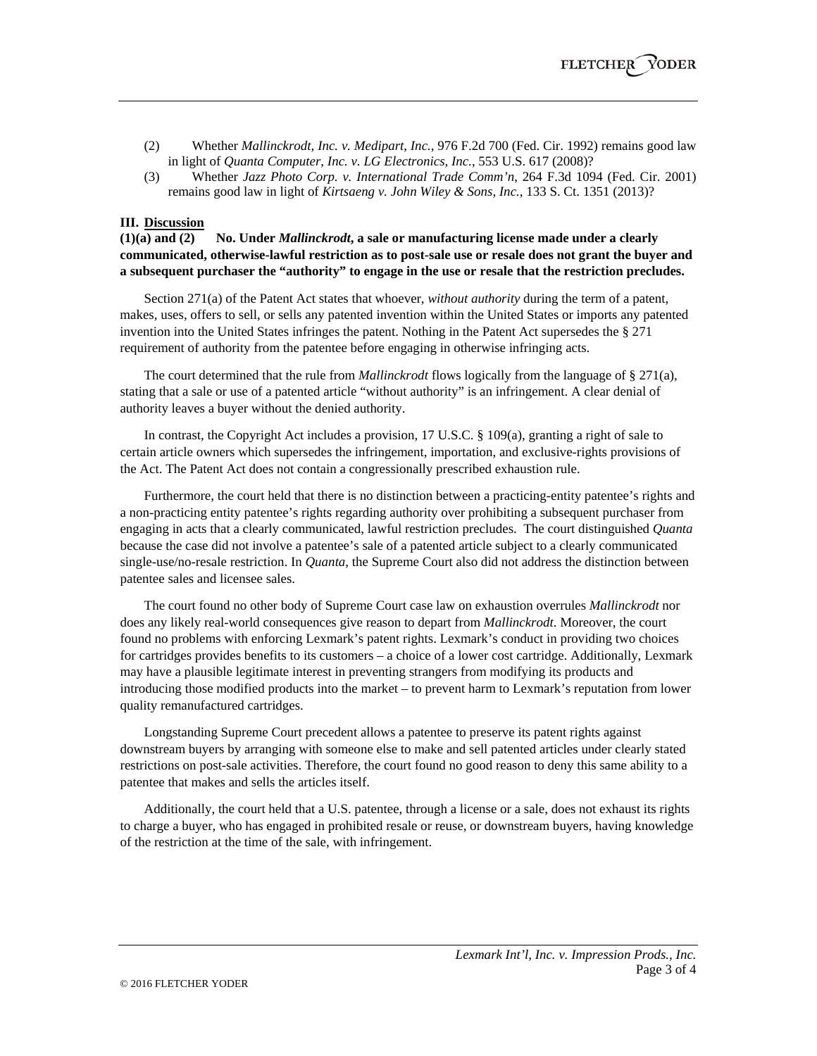(2) Whether *Mallinckrodt, Inc. v. Medipart, Inc.*, 976 F.2d 700 (Fed. Cir. 1992) remains good law in light of *Quanta Computer, Inc. v. LG Electronics, Inc.*, 553 U.S. 617 (2008)?

(3) Whether *Jazz Photo Corp. v. International Trade Comm'n*, 264 F.3d 1094 (Fed. Cir. 2001) remains good law in light of *Kirtsaeng v. John Wiley & Sons, Inc.*, 133 S. Ct. 1351 (2013)?

## III. Discussion

**(1)(a) and (2) No. Under *Mallinckrodt*, a sale or manufacturing license made under a clearly communicated, otherwise-lawful restriction as to post-sale use or resale does not grant the buyer and a subsequent purchaser the "authority" to engage in the use or resale that the restriction precludes.**

Section 271(a) of the Patent Act states that whoever, *without authority* during the term of a patent, makes, uses, offers to sell, or sells any patented invention within the United States or imports any patented invention into the United States infringes the patent. Nothing in the Patent Act supersedes the § 271 requirement of authority from the patentee before engaging in otherwise infringing acts.

The court determined that the rule from *Mallinckrodt* flows logically from the language of § 271(a), stating that a sale or use of a patented article "without authority" is an infringement. A clear denial of authority leaves a buyer without the denied authority.

In contrast, the Copyright Act includes a provision, 17 U.S.C. § 109(a), granting a right of sale to certain article owners which supersedes the infringement, importation, and exclusive-rights provisions of the Act. The Patent Act does not contain a congressionally prescribed exhaustion rule.

Furthermore, the court held that there is no distinction between a practicing-entity patentee's rights and a non-practicing entity patentee's rights regarding authority over prohibiting a subsequent purchaser from engaging in acts that a clearly communicated, lawful restriction precludes. The court distinguished *Quanta* because the case did not involve a patentee's sale of a patented article subject to a clearly communicated single-use/no-resale restriction. In *Quanta*, the Supreme Court also did not address the distinction between patentee sales and licensee sales.

The court found no other body of Supreme Court case law on exhaustion overrules *Mallinckrodt* nor does any likely real-world consequences give reason to depart from *Mallinckrodt*. Moreover, the court found no problems with enforcing Lexmark's patent rights. Lexmark's conduct in providing two choices for cartridges provides benefits to its customers – a choice of a lower cost cartridge. Additionally, Lexmark may have a plausible legitimate interest in preventing strangers from modifying its products and introducing those modified products into the market – to prevent harm to Lexmark's reputation from lower quality remanufactured cartridges.

Longstanding Supreme Court precedent allows a patentee to preserve its patent rights against downstream buyers by arranging with someone else to make and sell patented articles under clearly stated restrictions on post-sale activities. Therefore, the court found no good reason to deny this same ability to a patentee that makes and sells the articles itself.

Additionally, the court held that a U.S. patentee, through a license or a sale, does not exhaust its rights to charge a buyer, who has engaged in prohibited resale or reuse, or downstream buyers, having knowledge of the restriction at the time of the sale, with infringement.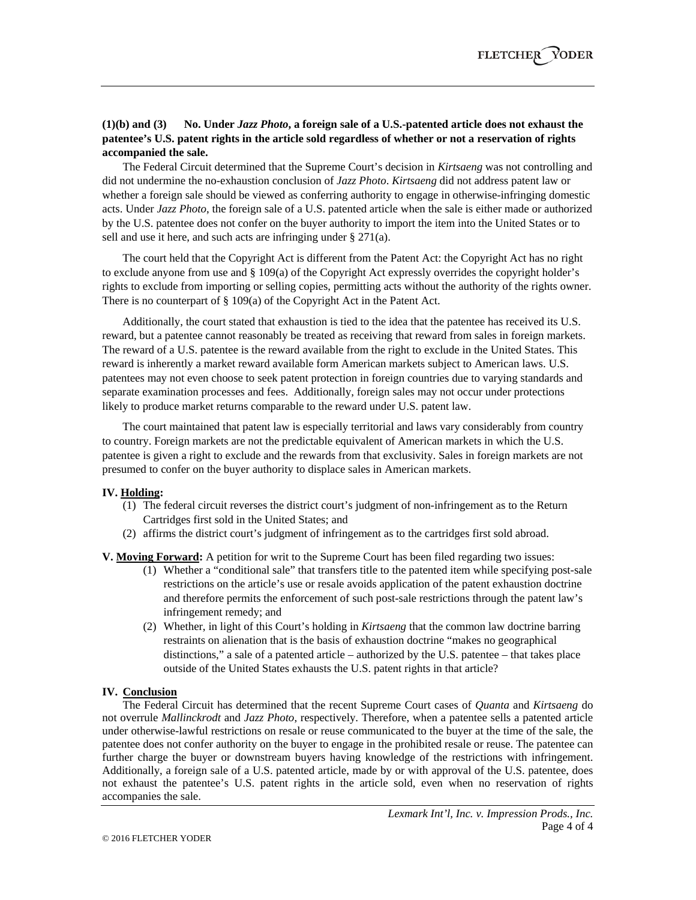**(1)(b) and (3) No. Under *Jazz Photo*, a foreign sale of a U.S.-patented article does not exhaust the patentee's U.S. patent rights in the article sold regardless of whether or not a reservation of rights accompanied the sale.**

The Federal Circuit determined that the Supreme Court's decision in *Kirtsaeng* was not controlling and did not undermine the no-exhaustion conclusion of *Jazz Photo*. *Kirtsaeng* did not address patent law or whether a foreign sale should be viewed as conferring authority to engage in otherwise-infringing domestic acts. Under *Jazz Photo*, the foreign sale of a U.S. patented article when the sale is either made or authorized by the U.S. patentee does not confer on the buyer authority to import the item into the United States or to sell and use it here, and such acts are infringing under § 271(a).

The court held that the Copyright Act is different from the Patent Act: the Copyright Act has no right to exclude anyone from use and § 109(a) of the Copyright Act expressly overrides the copyright holder's rights to exclude from importing or selling copies, permitting acts without the authority of the rights owner. There is no counterpart of § 109(a) of the Copyright Act in the Patent Act.

Additionally, the court stated that exhaustion is tied to the idea that the patentee has received its U.S. reward, but a patentee cannot reasonably be treated as receiving that reward from sales in foreign markets. The reward of a U.S. patentee is the reward available from the right to exclude in the United States. This reward is inherently a market reward available form American markets subject to American laws. U.S. patentees may not even choose to seek patent protection in foreign countries due to varying standards and separate examination processes and fees. Additionally, foreign sales may not occur under protections likely to produce market returns comparable to the reward under U.S. patent law.

The court maintained that patent law is especially territorial and laws vary considerably from country to country. Foreign markets are not the predictable equivalent of American markets in which the U.S. patentee is given a right to exclude and the rewards from that exclusivity. Sales in foreign markets are not presumed to confer on the buyer authority to displace sales in American markets.

**IV. Holding:**

(1) The federal circuit reverses the district court's judgment of non-infringement as to the Return Cartridges first sold in the United States; and
(2) affirms the district court's judgment of infringement as to the cartridges first sold abroad.

**V. Moving Forward:** A petition for writ to the Supreme Court has been filed regarding two issues:

(1) Whether a "conditional sale" that transfers title to the patented item while specifying post-sale restrictions on the article's use or resale avoids application of the patent exhaustion doctrine and therefore permits the enforcement of such post-sale restrictions through the patent law's infringement remedy; and
(2) Whether, in light of this Court's holding in *Kirtsaeng* that the common law doctrine barring restraints on alienation that is the basis of exhaustion doctrine "makes no geographical distinctions," a sale of a patented article – authorized by the U.S. patentee – that takes place outside of the United States exhausts the U.S. patent rights in that article?

**IV. Conclusion**

The Federal Circuit has determined that the recent Supreme Court cases of *Quanta* and *Kirtsaeng* do not overrule *Mallinckrodt* and *Jazz Photo*, respectively. Therefore, when a patentee sells a patented article under otherwise-lawful restrictions on resale or reuse communicated to the buyer at the time of the sale, the patentee does not confer authority on the buyer to engage in the prohibited resale or reuse. The patentee can further charge the buyer or downstream buyers having knowledge of the restrictions with infringement. Additionally, a foreign sale of a U.S. patented article, made by or with approval of the U.S. patentee, does not exhaust the patentee's U.S. patent rights in the article sold, even when no reservation of rights accompanies the sale.